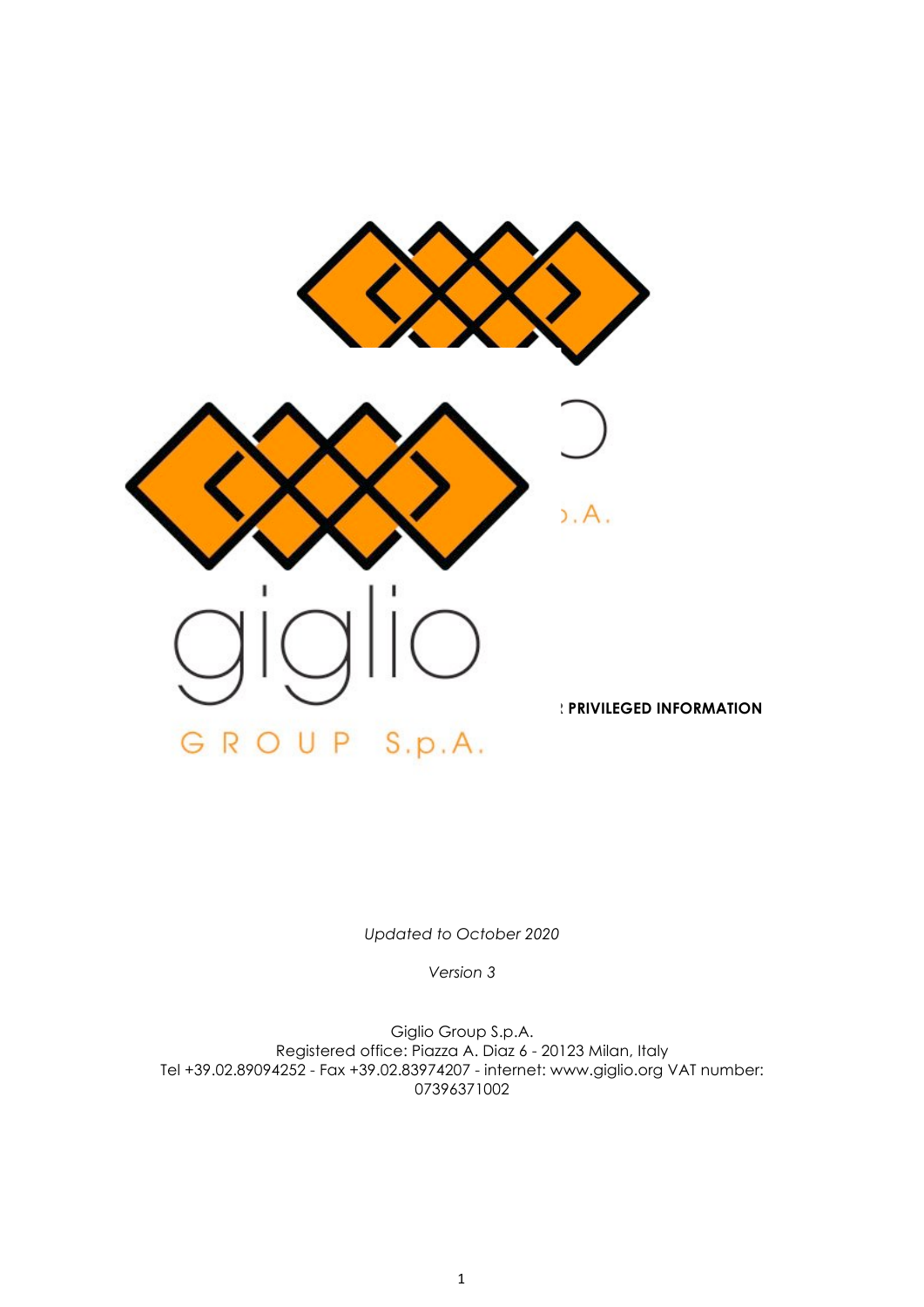PRIVILEGED INFORMATION

*Updated to October 2020*

*Version 3*

Giglio Group S.p.A.
Registered office: Piazza A. Diaz 6 - 20123 Milan, Italy
Tel +39.02.89094252 - Fax +39.02.83974207 - internet: www.giglio.org VAT number: 07396371002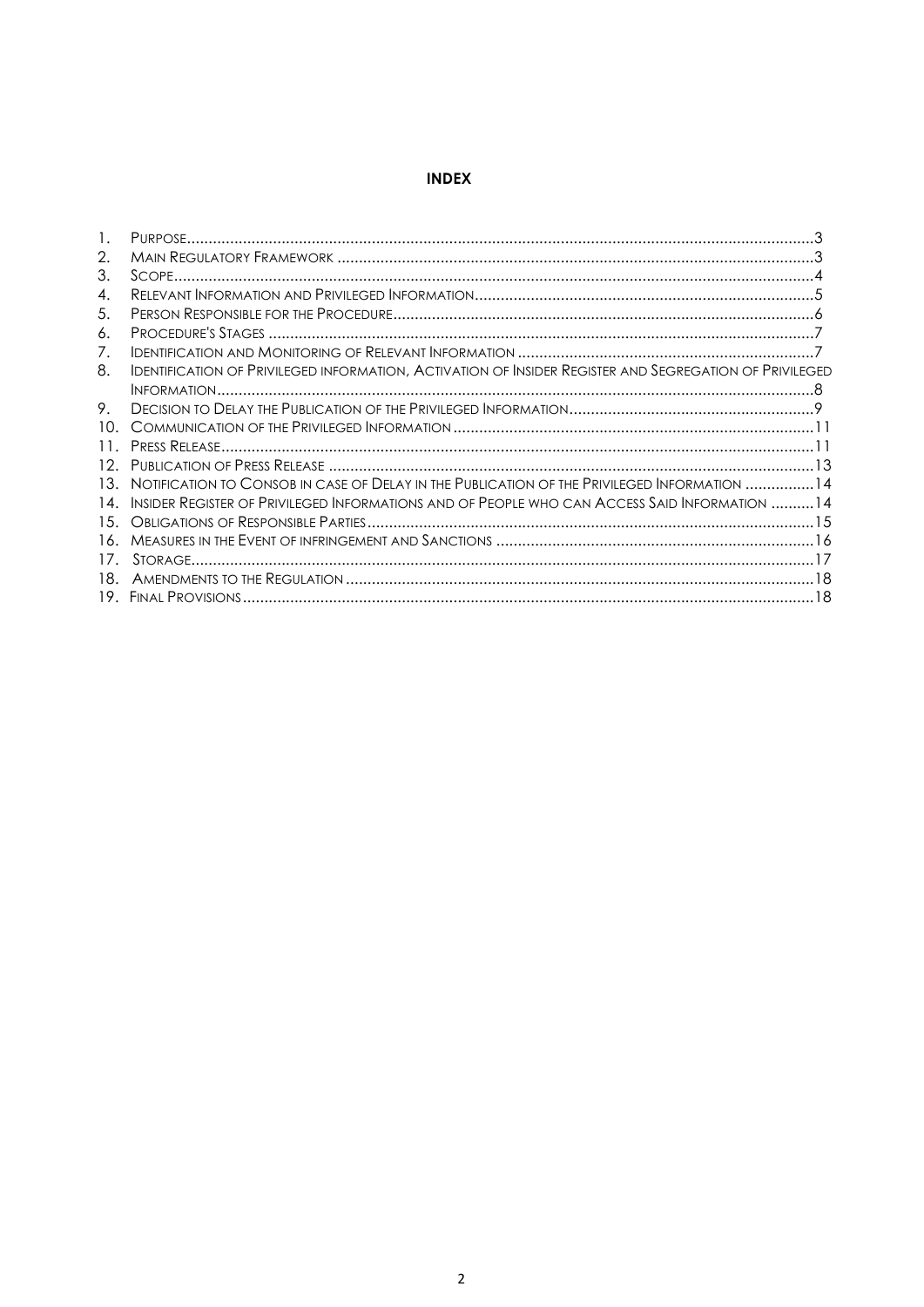# INDEX

1. Purpose ..... 3
2. Main Regulatory Framework ..... 3
3. Scope ..... 4
4. Relevant Information and Privileged Information ..... 5
5. Person Responsible for the Procedure ..... 6
6. Procedure's Stages ..... 7
7. Identification and Monitoring of Relevant Information ..... 7
8. Identification of Privileged information, Activation of Insider Register and Segregation of Privileged Information ..... 8
9. Decision to Delay the Publication of the Privileged Information ..... 9
10. Communication of the Privileged Information ..... 11
11. Press Release ..... 11
12. Publication of Press Release ..... 13
13. Notification to Consob in case of Delay in the Publication of the Privileged Information ..... 14
14. Insider Register of Privileged Informations and of People who can Access Said Information ..... 14
15. Obligations of Responsible Parties ..... 15
16. Measures in the Event of infringement and Sanctions ..... 16
17. Storage ..... 17
18. Amendments to the Regulation ..... 18
19. Final Provisions ..... 18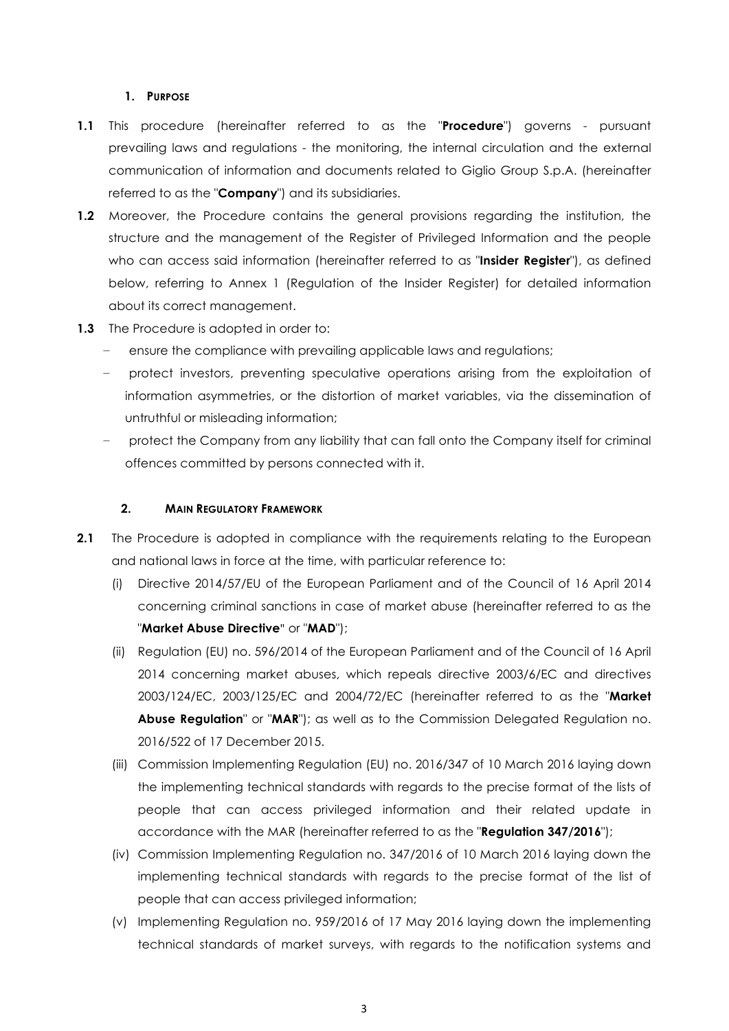## 1. PURPOSE

**1.1** This procedure (hereinafter referred to as the "**Procedure**") governs - pursuant prevailing laws and regulations - the monitoring, the internal circulation and the external communication of information and documents related to Giglio Group S.p.A. (hereinafter referred to as the "**Company**") and its subsidiaries.

**1.2** Moreover, the Procedure contains the general provisions regarding the institution, the structure and the management of the Register of Privileged Information and the people who can access said information (hereinafter referred to as "**Insider Register**"), as defined below, referring to Annex 1 (Regulation of the Insider Register) for detailed information about its correct management.

**1.3** The Procedure is adopted in order to:

- ensure the compliance with prevailing applicable laws and regulations;
- protect investors, preventing speculative operations arising from the exploitation of information asymmetries, or the distortion of market variables, via the dissemination of untruthful or misleading information;
- protect the Company from any liability that can fall onto the Company itself for criminal offences committed by persons connected with it.

## 2. MAIN REGULATORY FRAMEWORK

**2.1** The Procedure is adopted in compliance with the requirements relating to the European and national laws in force at the time, with particular reference to:

(i) Directive 2014/57/EU of the European Parliament and of the Council of 16 April 2014 concerning criminal sanctions in case of market abuse (hereinafter referred to as the "**Market Abuse Directive**" or "**MAD**");

(ii) Regulation (EU) no. 596/2014 of the European Parliament and of the Council of 16 April 2014 concerning market abuses, which repeals directive 2003/6/EC and directives 2003/124/EC, 2003/125/EC and 2004/72/EC (hereinafter referred to as the "**Market Abuse Regulation**" or "**MAR**"); as well as to the Commission Delegated Regulation no. 2016/522 of 17 December 2015.

(iii) Commission Implementing Regulation (EU) no. 2016/347 of 10 March 2016 laying down the implementing technical standards with regards to the precise format of the lists of people that can access privileged information and their related update in accordance with the MAR (hereinafter referred to as the "**Regulation 347/2016**");

(iv) Commission Implementing Regulation no. 347/2016 of 10 March 2016 laying down the implementing technical standards with regards to the precise format of the list of people that can access privileged information;

(v) Implementing Regulation no. 959/2016 of 17 May 2016 laying down the implementing technical standards of market surveys, with regards to the notification systems and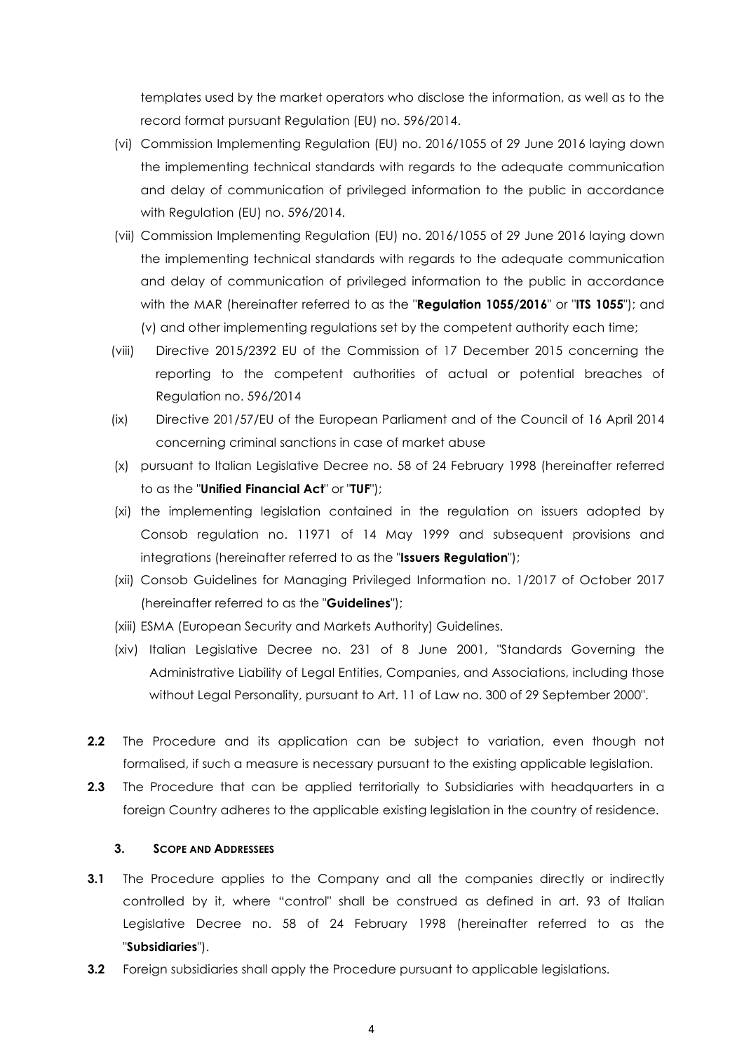templates used by the market operators who disclose the information, as well as to the record format pursuant Regulation (EU) no. 596/2014.

(vi) Commission Implementing Regulation (EU) no. 2016/1055 of 29 June 2016 laying down the implementing technical standards with regards to the adequate communication and delay of communication of privileged information to the public in accordance with Regulation (EU) no. 596/2014.

(vii) Commission Implementing Regulation (EU) no. 2016/1055 of 29 June 2016 laying down the implementing technical standards with regards to the adequate communication and delay of communication of privileged information to the public in accordance with the MAR (hereinafter referred to as the "**Regulation 1055/2016**" or "**ITS 1055**"); and (v) and other implementing regulations set by the competent authority each time;

(viii) Directive 2015/2392 EU of the Commission of 17 December 2015 concerning the reporting to the competent authorities of actual or potential breaches of Regulation no. 596/2014

(ix) Directive 201/57/EU of the European Parliament and of the Council of 16 April 2014 concerning criminal sanctions in case of market abuse

(x) pursuant to Italian Legislative Decree no. 58 of 24 February 1998 (hereinafter referred to as the "**Unified Financial Act**" or "**TUF**");

(xi) the implementing legislation contained in the regulation on issuers adopted by Consob regulation no. 11971 of 14 May 1999 and subsequent provisions and integrations (hereinafter referred to as the "**Issuers Regulation**");

(xii) Consob Guidelines for Managing Privileged Information no. 1/2017 of October 2017 (hereinafter referred to as the "**Guidelines**");

(xiii) ESMA (European Security and Markets Authority) Guidelines.

(xiv) Italian Legislative Decree no. 231 of 8 June 2001, "Standards Governing the Administrative Liability of Legal Entities, Companies, and Associations, including those without Legal Personality, pursuant to Art. 11 of Law no. 300 of 29 September 2000".

**2.2** The Procedure and its application can be subject to variation, even though not formalised, if such a measure is necessary pursuant to the existing applicable legislation.

**2.3** The Procedure that can be applied territorially to Subsidiaries with headquarters in a foreign Country adheres to the applicable existing legislation in the country of residence.

### 3. SCOPE AND ADDRESSEES

**3.1** The Procedure applies to the Company and all the companies directly or indirectly controlled by it, where "control" shall be construed as defined in art. 93 of Italian Legislative Decree no. 58 of 24 February 1998 (hereinafter referred to as the "**Subsidiaries**").

**3.2** Foreign subsidiaries shall apply the Procedure pursuant to applicable legislations.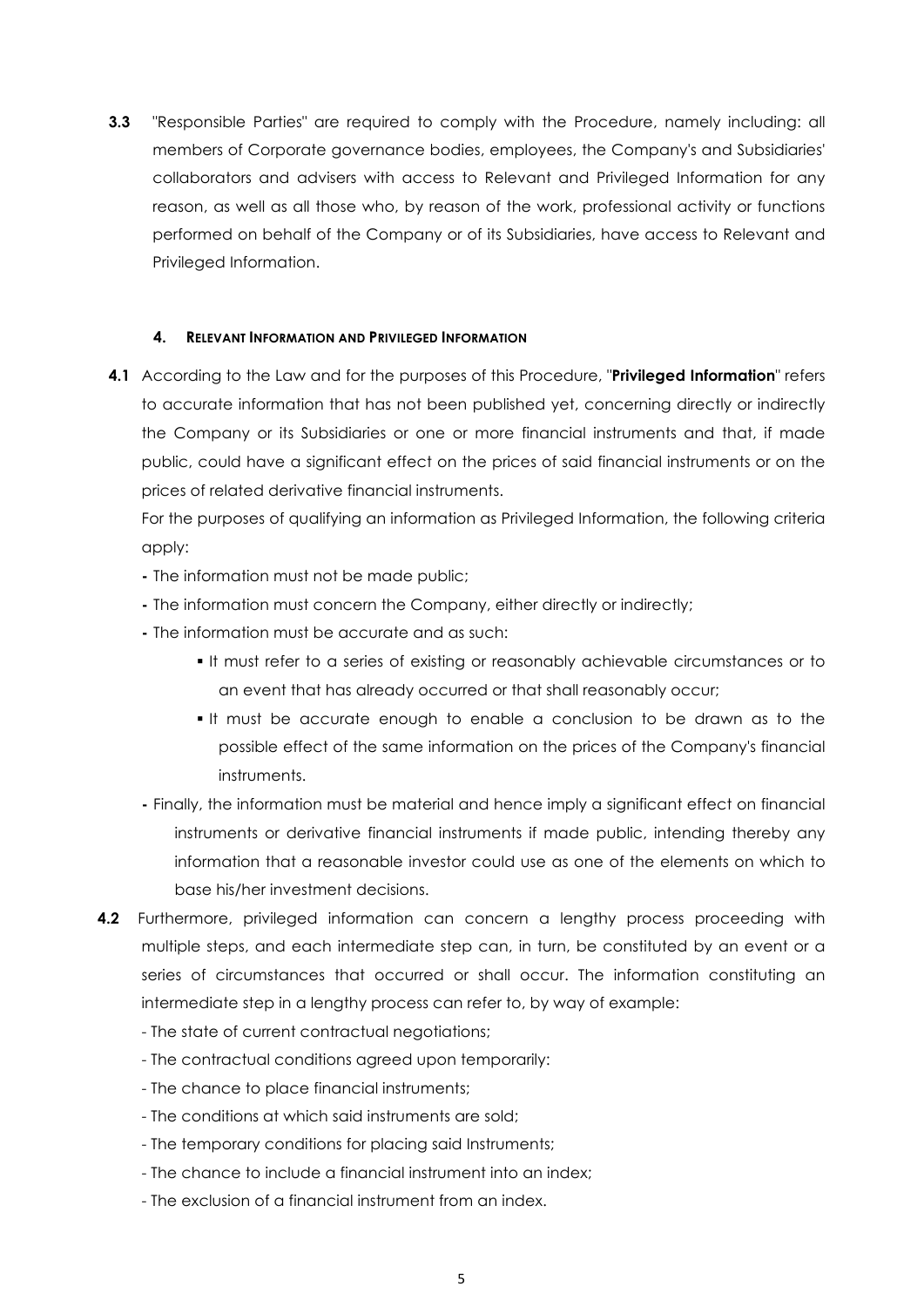**3.3** "Responsible Parties" are required to comply with the Procedure, namely including: all members of Corporate governance bodies, employees, the Company's and Subsidiaries' collaborators and advisers with access to Relevant and Privileged Information for any reason, as well as all those who, by reason of the work, professional activity or functions performed on behalf of the Company or of its Subsidiaries, have access to Relevant and Privileged Information.

## 4. RELEVANT INFORMATION AND PRIVILEGED INFORMATION

**4.1** According to the Law and for the purposes of this Procedure, "**Privileged Information**" refers to accurate information that has not been published yet, concerning directly or indirectly the Company or its Subsidiaries or one or more financial instruments and that, if made public, could have a significant effect on the prices of said financial instruments or on the prices of related derivative financial instruments.

For the purposes of qualifying an information as Privileged Information, the following criteria apply:

- The information must not be made public;
- The information must concern the Company, either directly or indirectly;
- The information must be accurate and as such:
  - It must refer to a series of existing or reasonably achievable circumstances or to an event that has already occurred or that shall reasonably occur;
  - It must be accurate enough to enable a conclusion to be drawn as to the possible effect of the same information on the prices of the Company's financial instruments.
- Finally, the information must be material and hence imply a significant effect on financial instruments or derivative financial instruments if made public, intending thereby any information that a reasonable investor could use as one of the elements on which to base his/her investment decisions.

**4.2** Furthermore, privileged information can concern a lengthy process proceeding with multiple steps, and each intermediate step can, in turn, be constituted by an event or a series of circumstances that occurred or shall occur. The information constituting an intermediate step in a lengthy process can refer to, by way of example:

- The state of current contractual negotiations;
- The contractual conditions agreed upon temporarily:
- The chance to place financial instruments;
- The conditions at which said instruments are sold;
- The temporary conditions for placing said Instruments;
- The chance to include a financial instrument into an index;
- The exclusion of a financial instrument from an index.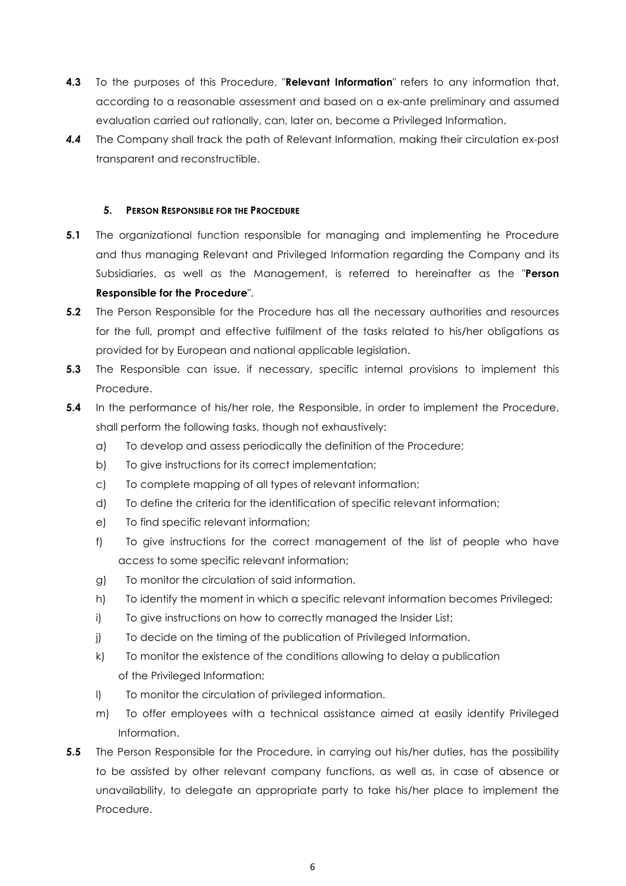**4.3** To the purposes of this Procedure, "**Relevant Information**" refers to any information that, according to a reasonable assessment and based on a ex-ante preliminary and assumed evaluation carried out rationally, can, later on, become a Privileged Information.

***4.4*** The Company shall track the path of Relevant Information, making their circulation ex-post transparent and reconstructible.

## 5. PERSON RESPONSIBLE FOR THE PROCEDURE

**5.1** The organizational function responsible for managing and implementing he Procedure and thus managing Relevant and Privileged Information regarding the Company and its Subsidiaries, as well as the Management, is referred to hereinafter as the "**Person Responsible for the Procedure**".

**5.2** The Person Responsible for the Procedure has all the necessary authorities and resources for the full, prompt and effective fulfilment of the tasks related to his/her obligations as provided for by European and national applicable legislation.

**5.3** The Responsible can issue, if necessary, specific internal provisions to implement this Procedure.

**5.4** In the performance of his/her role, the Responsible, in order to implement the Procedure, shall perform the following tasks, though not exhaustively:

a) To develop and assess periodically the definition of the Procedure;

b) To give instructions for its correct implementation;

c) To complete mapping of all types of relevant information;

d) To define the criteria for the identification of specific relevant information;

e) To find specific relevant information;

f) To give instructions for the correct management of the list of people who have access to some specific relevant information;

g) To monitor the circulation of said information.

h) To identify the moment in which a specific relevant information becomes Privileged;

i) To give instructions on how to correctly managed the Insider List;

j) To decide on the timing of the publication of Privileged Information.

k) To monitor the existence of the conditions allowing to delay a publication of the Privileged Information;

l) To monitor the circulation of privileged information.

m) To offer employees with a technical assistance aimed at easily identify Privileged Information.

**5.5** The Person Responsible for the Procedure, in carrying out his/her duties, has the possibility to be assisted by other relevant company functions, as well as, in case of absence or unavailability, to delegate an appropriate party to take his/her place to implement the Procedure.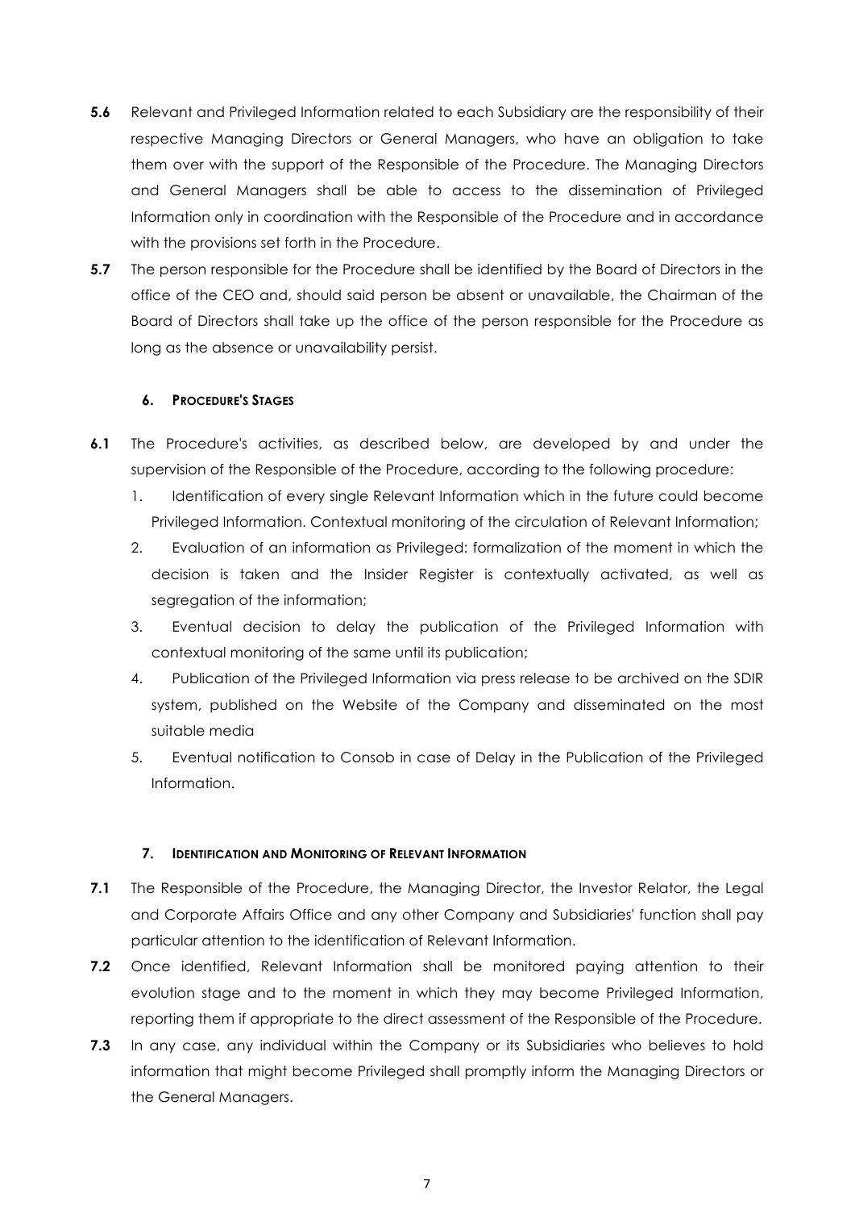**5.6** Relevant and Privileged Information related to each Subsidiary are the responsibility of their respective Managing Directors or General Managers, who have an obligation to take them over with the support of the Responsible of the Procedure. The Managing Directors and General Managers shall be able to access to the dissemination of Privileged Information only in coordination with the Responsible of the Procedure and in accordance with the provisions set forth in the Procedure.

**5.7** The person responsible for the Procedure shall be identified by the Board of Directors in the office of the CEO and, should said person be absent or unavailable, the Chairman of the Board of Directors shall take up the office of the person responsible for the Procedure as long as the absence or unavailability persist.

## 6. PROCEDURE'S STAGES

**6.1** The Procedure's activities, as described below, are developed by and under the supervision of the Responsible of the Procedure, according to the following procedure:

1. Identification of every single Relevant Information which in the future could become Privileged Information. Contextual monitoring of the circulation of Relevant Information;
2. Evaluation of an information as Privileged: formalization of the moment in which the decision is taken and the Insider Register is contextually activated, as well as segregation of the information;
3. Eventual decision to delay the publication of the Privileged Information with contextual monitoring of the same until its publication;
4. Publication of the Privileged Information via press release to be archived on the SDIR system, published on the Website of the Company and disseminated on the most suitable media
5. Eventual notification to Consob in case of Delay in the Publication of the Privileged Information.

## 7. IDENTIFICATION AND MONITORING OF RELEVANT INFORMATION

**7.1** The Responsible of the Procedure, the Managing Director, the Investor Relator, the Legal and Corporate Affairs Office and any other Company and Subsidiaries' function shall pay particular attention to the identification of Relevant Information.

**7.2** Once identified, Relevant Information shall be monitored paying attention to their evolution stage and to the moment in which they may become Privileged Information, reporting them if appropriate to the direct assessment of the Responsible of the Procedure.

**7.3** In any case, any individual within the Company or its Subsidiaries who believes to hold information that might become Privileged shall promptly inform the Managing Directors or the General Managers.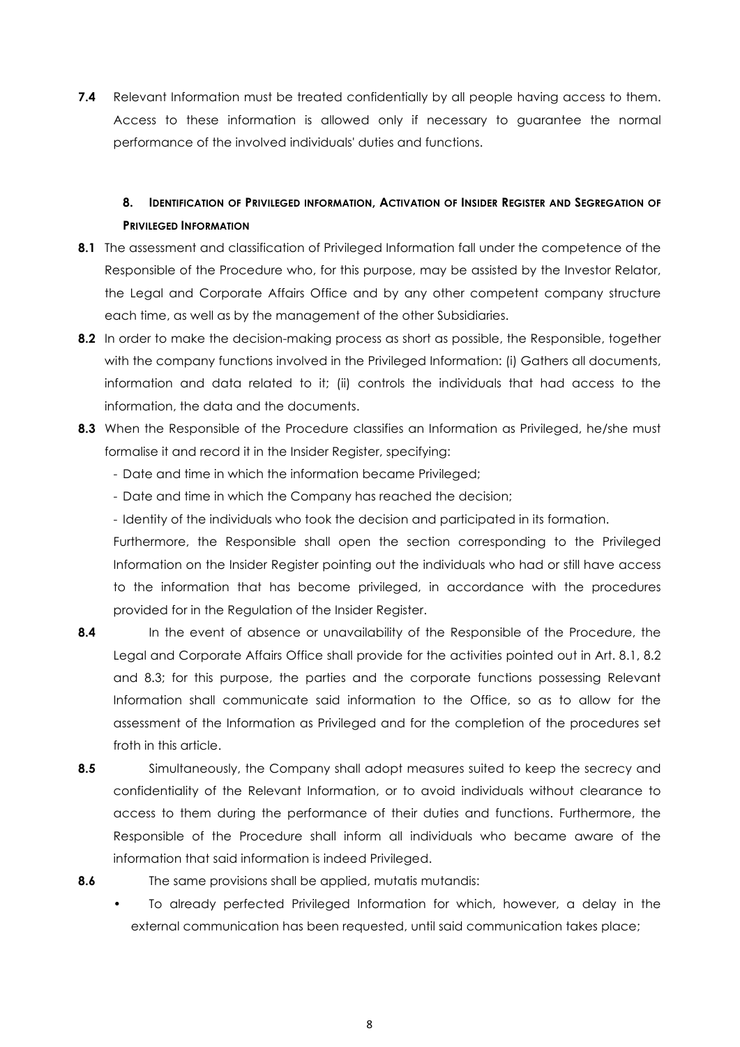**7.4** Relevant Information must be treated confidentially by all people having access to them. Access to these information is allowed only if necessary to guarantee the normal performance of the involved individuals' duties and functions.

## 8. Identification of Privileged information, Activation of Insider Register and Segregation of Privileged Information

**8.1** The assessment and classification of Privileged Information fall under the competence of the Responsible of the Procedure who, for this purpose, may be assisted by the Investor Relator, the Legal and Corporate Affairs Office and by any other competent company structure each time, as well as by the management of the other Subsidiaries.

**8.2** In order to make the decision-making process as short as possible, the Responsible, together with the company functions involved in the Privileged Information: (i) Gathers all documents, information and data related to it; (ii) controls the individuals that had access to the information, the data and the documents.

**8.3** When the Responsible of the Procedure classifies an Information as Privileged, he/she must formalise it and record it in the Insider Register, specifying:

- Date and time in which the information became Privileged;
- Date and time in which the Company has reached the decision;
- Identity of the individuals who took the decision and participated in its formation.

Furthermore, the Responsible shall open the section corresponding to the Privileged Information on the Insider Register pointing out the individuals who had or still have access to the information that has become privileged, in accordance with the procedures provided for in the Regulation of the Insider Register.

**8.4** In the event of absence or unavailability of the Responsible of the Procedure, the Legal and Corporate Affairs Office shall provide for the activities pointed out in Art. 8.1, 8.2 and 8.3; for this purpose, the parties and the corporate functions possessing Relevant Information shall communicate said information to the Office, so as to allow for the assessment of the Information as Privileged and for the completion of the procedures set froth in this article.

**8.5** Simultaneously, the Company shall adopt measures suited to keep the secrecy and confidentiality of the Relevant Information, or to avoid individuals without clearance to access to them during the performance of their duties and functions. Furthermore, the Responsible of the Procedure shall inform all individuals who became aware of the information that said information is indeed Privileged.

**8.6** The same provisions shall be applied, mutatis mutandis:

- To already perfected Privileged Information for which, however, a delay in the external communication has been requested, until said communication takes place;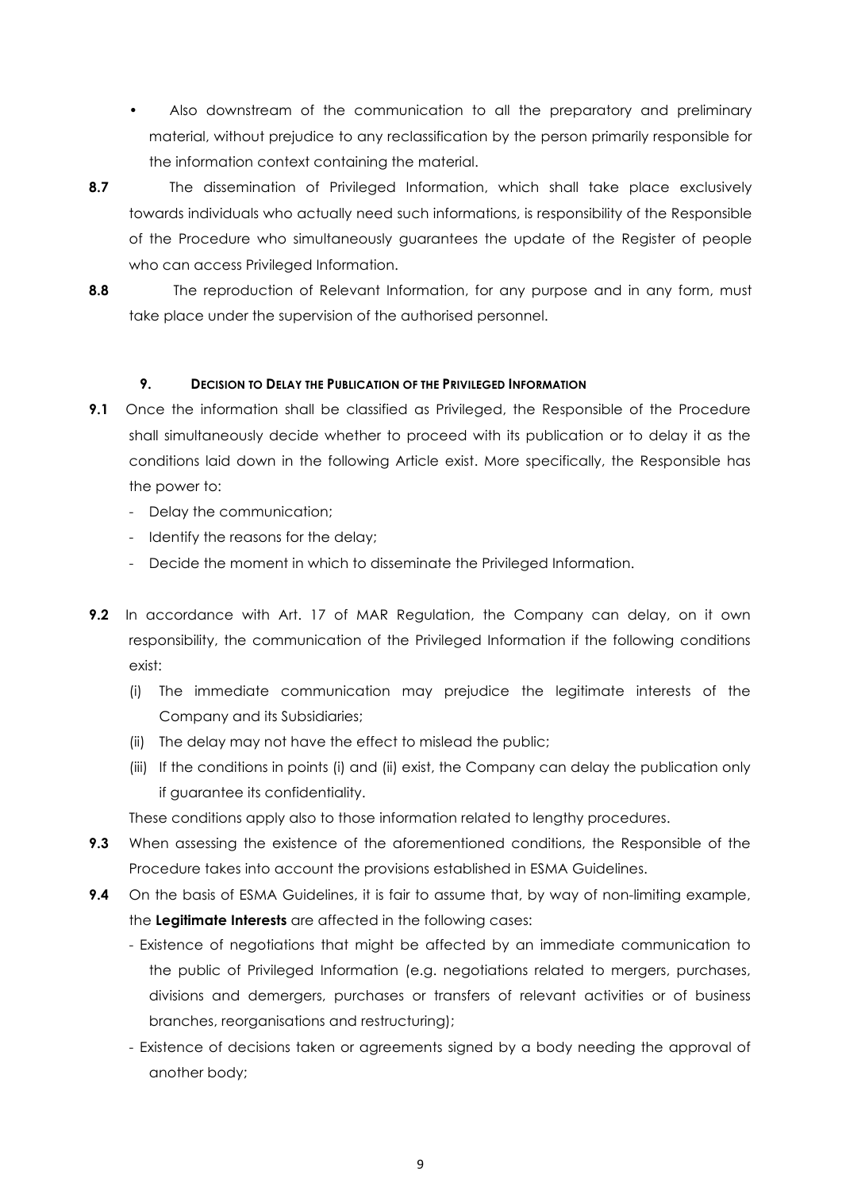- Also downstream of the communication to all the preparatory and preliminary material, without prejudice to any reclassification by the person primarily responsible for the information context containing the material.

**8.7** The dissemination of Privileged Information, which shall take place exclusively towards individuals who actually need such informations, is responsibility of the Responsible of the Procedure who simultaneously guarantees the update of the Register of people who can access Privileged Information.

**8.8** The reproduction of Relevant Information, for any purpose and in any form, must take place under the supervision of the authorised personnel.

## 9. Decision to Delay the Publication of the Privileged Information

**9.1** Once the information shall be classified as Privileged, the Responsible of the Procedure shall simultaneously decide whether to proceed with its publication or to delay it as the conditions laid down in the following Article exist. More specifically, the Responsible has the power to:

- Delay the communication;
- Identify the reasons for the delay;
- Decide the moment in which to disseminate the Privileged Information.

**9.2** In accordance with Art. 17 of MAR Regulation, the Company can delay, on it own responsibility, the communication of the Privileged Information if the following conditions exist:

(i) The immediate communication may prejudice the legitimate interests of the Company and its Subsidiaries;

(ii) The delay may not have the effect to mislead the public;

(iii) If the conditions in points (i) and (ii) exist, the Company can delay the publication only if guarantee its confidentiality.

These conditions apply also to those information related to lengthy procedures.

**9.3** When assessing the existence of the aforementioned conditions, the Responsible of the Procedure takes into account the provisions established in ESMA Guidelines.

**9.4** On the basis of ESMA Guidelines, it is fair to assume that, by way of non-limiting example, the **Legitimate Interests** are affected in the following cases:

- Existence of negotiations that might be affected by an immediate communication to the public of Privileged Information (e.g. negotiations related to mergers, purchases, divisions and demergers, purchases or transfers of relevant activities or of business branches, reorganisations and restructuring);
- Existence of decisions taken or agreements signed by a body needing the approval of another body;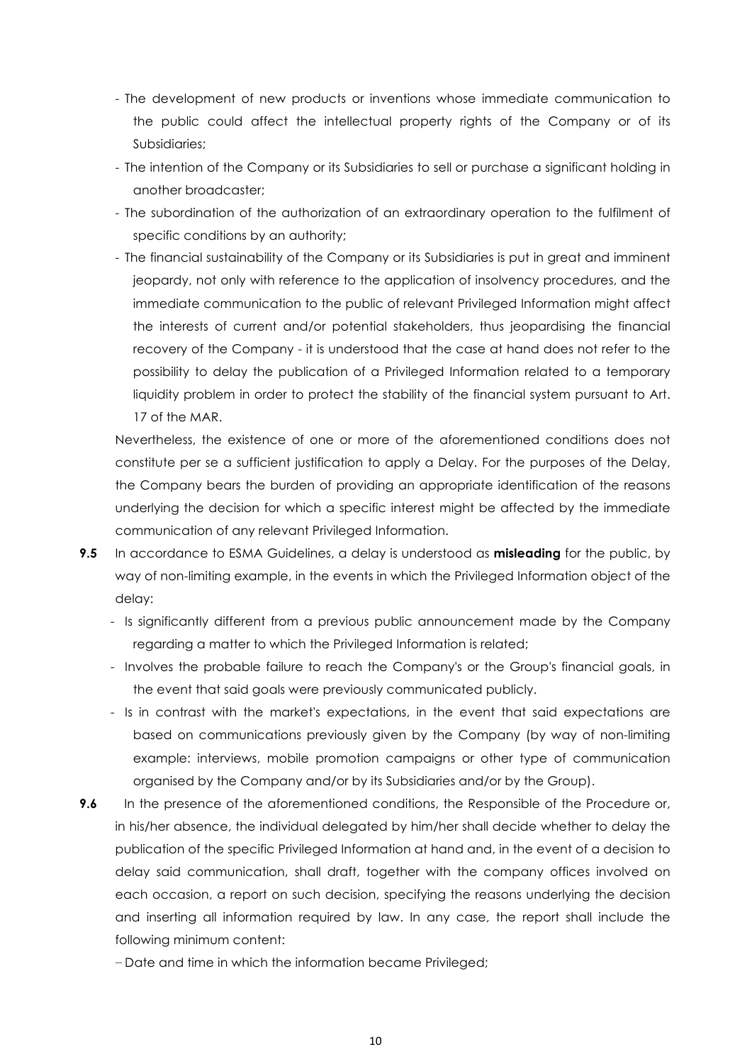- The development of new products or inventions whose immediate communication to the public could affect the intellectual property rights of the Company or of its Subsidiaries;
- The intention of the Company or its Subsidiaries to sell or purchase a significant holding in another broadcaster;
- The subordination of the authorization of an extraordinary operation to the fulfilment of specific conditions by an authority;
- The financial sustainability of the Company or its Subsidiaries is put in great and imminent jeopardy, not only with reference to the application of insolvency procedures, and the immediate communication to the public of relevant Privileged Information might affect the interests of current and/or potential stakeholders, thus jeopardising the financial recovery of the Company - it is understood that the case at hand does not refer to the possibility to delay the publication of a Privileged Information related to a temporary liquidity problem in order to protect the stability of the financial system pursuant to Art. 17 of the MAR.

Nevertheless, the existence of one or more of the aforementioned conditions does not constitute per se a sufficient justification to apply a Delay. For the purposes of the Delay, the Company bears the burden of providing an appropriate identification of the reasons underlying the decision for which a specific interest might be affected by the immediate communication of any relevant Privileged Information.

**9.5** In accordance to ESMA Guidelines, a delay is understood as **misleading** for the public, by way of non-limiting example, in the events in which the Privileged Information object of the delay:

- Is significantly different from a previous public announcement made by the Company regarding a matter to which the Privileged Information is related;
- Involves the probable failure to reach the Company's or the Group's financial goals, in the event that said goals were previously communicated publicly.
- Is in contrast with the market's expectations, in the event that said expectations are based on communications previously given by the Company (by way of non-limiting example: interviews, mobile promotion campaigns or other type of communication organised by the Company and/or by its Subsidiaries and/or by the Group).

**9.6** In the presence of the aforementioned conditions, the Responsible of the Procedure or, in his/her absence, the individual delegated by him/her shall decide whether to delay the publication of the specific Privileged Information at hand and, in the event of a decision to delay said communication, shall draft, together with the company offices involved on each occasion, a report on such decision, specifying the reasons underlying the decision and inserting all information required by law. In any case, the report shall include the following minimum content:

- Date and time in which the information became Privileged;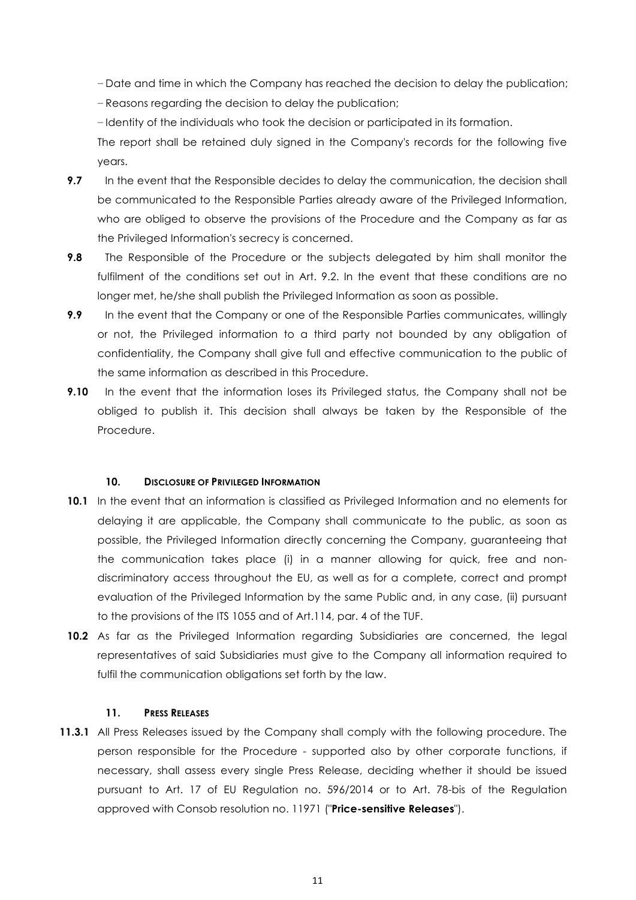– Date and time in which the Company has reached the decision to delay the publication;

– Reasons regarding the decision to delay the publication;

– Identity of the individuals who took the decision or participated in its formation.

The report shall be retained duly signed in the Company's records for the following five years.

**9.7** In the event that the Responsible decides to delay the communication, the decision shall be communicated to the Responsible Parties already aware of the Privileged Information, who are obliged to observe the provisions of the Procedure and the Company as far as the Privileged Information's secrecy is concerned.

**9.8** The Responsible of the Procedure or the subjects delegated by him shall monitor the fulfilment of the conditions set out in Art. 9.2. In the event that these conditions are no longer met, he/she shall publish the Privileged Information as soon as possible.

**9.9** In the event that the Company or one of the Responsible Parties communicates, willingly or not, the Privileged information to a third party not bounded by any obligation of confidentiality, the Company shall give full and effective communication to the public of the same information as described in this Procedure.

**9.10** In the event that the information loses its Privileged status, the Company shall not be obliged to publish it. This decision shall always be taken by the Responsible of the Procedure.

## 10. Disclosure of Privileged Information

**10.1** In the event that an information is classified as Privileged Information and no elements for delaying it are applicable, the Company shall communicate to the public, as soon as possible, the Privileged Information directly concerning the Company, guaranteeing that the communication takes place (i) in a manner allowing for quick, free and non-discriminatory access throughout the EU, as well as for a complete, correct and prompt evaluation of the Privileged Information by the same Public and, in any case, (ii) pursuant to the provisions of the ITS 1055 and of Art.114, par. 4 of the TUF.

**10.2** As far as the Privileged Information regarding Subsidiaries are concerned, the legal representatives of said Subsidiaries must give to the Company all information required to fulfil the communication obligations set forth by the law.

## 11. Press Releases

**11.3.1** All Press Releases issued by the Company shall comply with the following procedure. The person responsible for the Procedure - supported also by other corporate functions, if necessary, shall assess every single Press Release, deciding whether it should be issued pursuant to Art. 17 of EU Regulation no. 596/2014 or to Art. 78-bis of the Regulation approved with Consob resolution no. 11971 ("**Price-sensitive Releases**").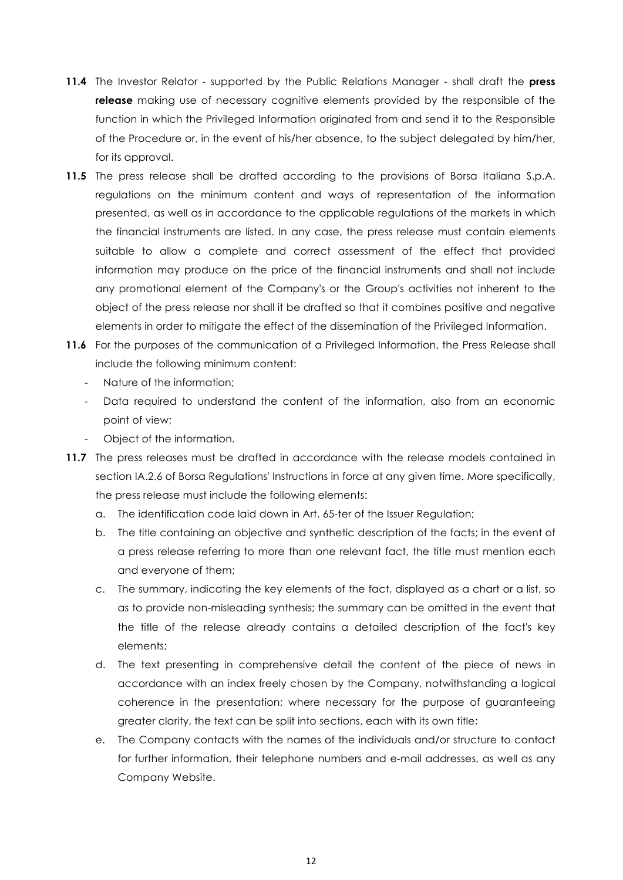**11.4** The Investor Relator - supported by the Public Relations Manager - shall draft the **press release** making use of necessary cognitive elements provided by the responsible of the function in which the Privileged Information originated from and send it to the Responsible of the Procedure or, in the event of his/her absence, to the subject delegated by him/her, for its approval.

**11.5** The press release shall be drafted according to the provisions of Borsa Italiana S.p.A. regulations on the minimum content and ways of representation of the information presented, as well as in accordance to the applicable regulations of the markets in which the financial instruments are listed. In any case, the press release must contain elements suitable to allow a complete and correct assessment of the effect that provided information may produce on the price of the financial instruments and shall not include any promotional element of the Company's or the Group's activities not inherent to the object of the press release nor shall it be drafted so that it combines positive and negative elements in order to mitigate the effect of the dissemination of the Privileged Information.

**11.6** For the purposes of the communication of a Privileged Information, the Press Release shall include the following minimum content:

- Nature of the information;
- Data required to understand the content of the information, also from an economic point of view;
- Object of the information.

**11.7** The press releases must be drafted in accordance with the release models contained in section IA.2.6 of Borsa Regulations' Instructions in force at any given time. More specifically, the press release must include the following elements:

a. The identification code laid down in Art. 65-ter of the Issuer Regulation;

b. The title containing an objective and synthetic description of the facts; in the event of a press release referring to more than one relevant fact, the title must mention each and everyone of them;

c. The summary, indicating the key elements of the fact, displayed as a chart or a list, so as to provide non-misleading synthesis; the summary can be omitted in the event that the title of the release already contains a detailed description of the fact's key elements;

d. The text presenting in comprehensive detail the content of the piece of news in accordance with an index freely chosen by the Company, notwithstanding a logical coherence in the presentation; where necessary for the purpose of guaranteeing greater clarity, the text can be split into sections, each with its own title;

e. The Company contacts with the names of the individuals and/or structure to contact for further information, their telephone numbers and e-mail addresses, as well as any Company Website.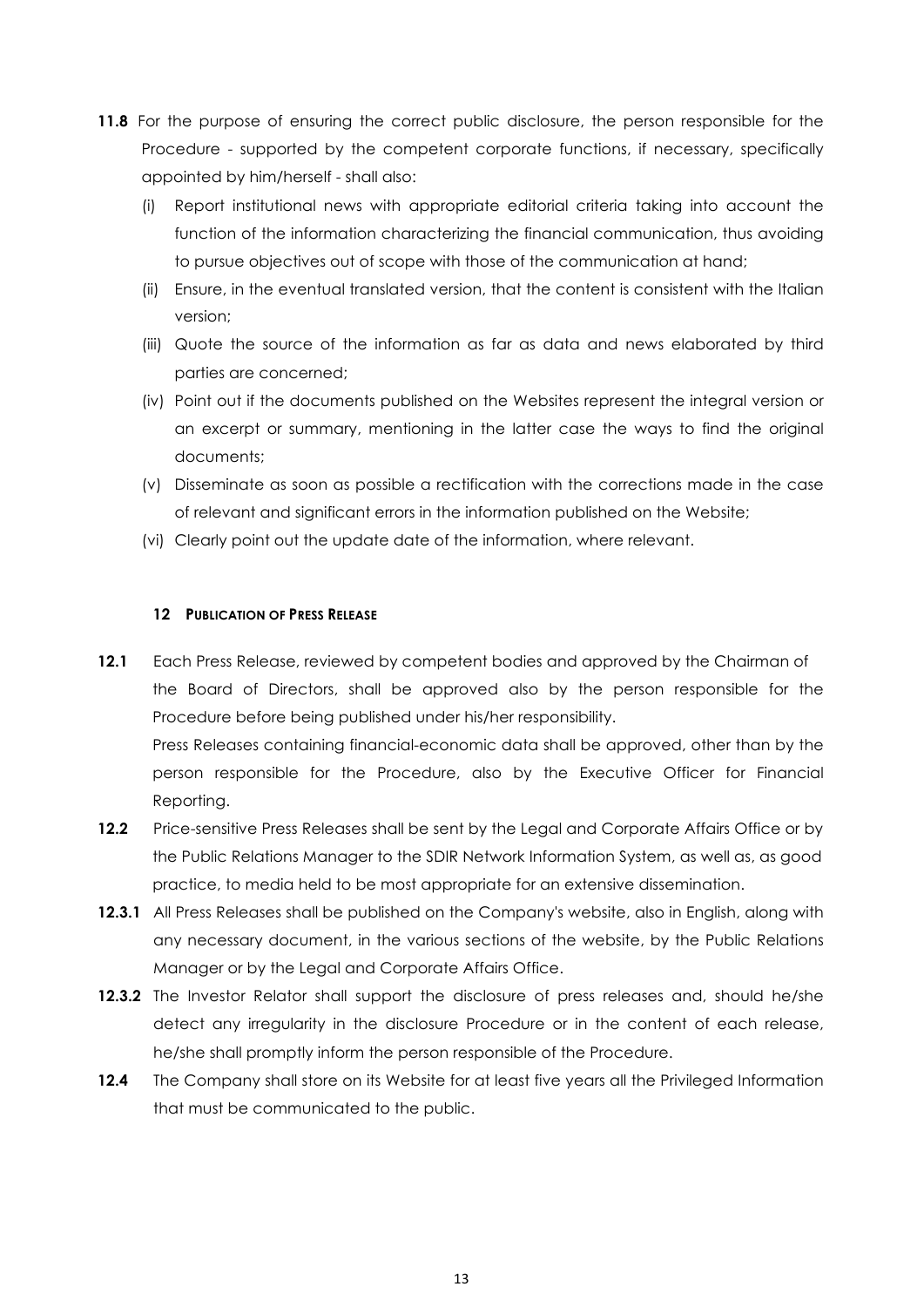**11.8** For the purpose of ensuring the correct public disclosure, the person responsible for the Procedure - supported by the competent corporate functions, if necessary, specifically appointed by him/herself - shall also:

(i) Report institutional news with appropriate editorial criteria taking into account the function of the information characterizing the financial communication, thus avoiding to pursue objectives out of scope with those of the communication at hand;

(ii) Ensure, in the eventual translated version, that the content is consistent with the Italian version;

(iii) Quote the source of the information as far as data and news elaborated by third parties are concerned;

(iv) Point out if the documents published on the Websites represent the integral version or an excerpt or summary, mentioning in the latter case the ways to find the original documents;

(v) Disseminate as soon as possible a rectification with the corrections made in the case of relevant and significant errors in the information published on the Website;

(vi) Clearly point out the update date of the information, where relevant.

## 12 PUBLICATION OF PRESS RELEASE

**12.1** Each Press Release, reviewed by competent bodies and approved by the Chairman of the Board of Directors, shall be approved also by the person responsible for the Procedure before being published under his/her responsibility.

Press Releases containing financial-economic data shall be approved, other than by the person responsible for the Procedure, also by the Executive Officer for Financial Reporting.

**12.2** Price-sensitive Press Releases shall be sent by the Legal and Corporate Affairs Office or by the Public Relations Manager to the SDIR Network Information System, as well as, as good practice, to media held to be most appropriate for an extensive dissemination.

**12.3.1** All Press Releases shall be published on the Company's website, also in English, along with any necessary document, in the various sections of the website, by the Public Relations Manager or by the Legal and Corporate Affairs Office.

**12.3.2** The Investor Relator shall support the disclosure of press releases and, should he/she detect any irregularity in the disclosure Procedure or in the content of each release, he/she shall promptly inform the person responsible of the Procedure.

**12.4** The Company shall store on its Website for at least five years all the Privileged Information that must be communicated to the public.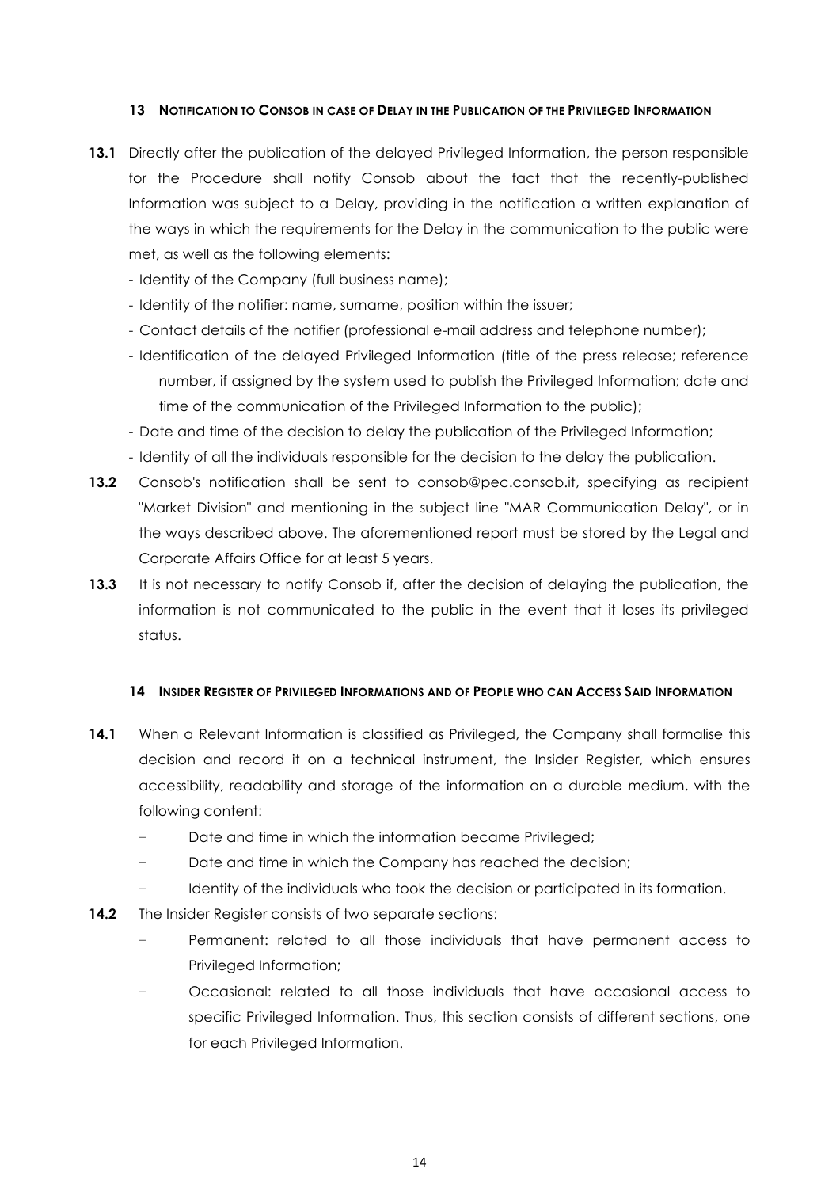## 13 Notification to Consob in case of Delay in the Publication of the Privileged Information

**13.1** Directly after the publication of the delayed Privileged Information, the person responsible for the Procedure shall notify Consob about the fact that the recently-published Information was subject to a Delay, providing in the notification a written explanation of the ways in which the requirements for the Delay in the communication to the public were met, as well as the following elements:

- Identity of the Company (full business name);
- Identity of the notifier: name, surname, position within the issuer;
- Contact details of the notifier (professional e-mail address and telephone number);
- Identification of the delayed Privileged Information (title of the press release; reference number, if assigned by the system used to publish the Privileged Information; date and time of the communication of the Privileged Information to the public);
- Date and time of the decision to delay the publication of the Privileged Information;
- Identity of all the individuals responsible for the decision to the delay the publication.

**13.2** Consob's notification shall be sent to consob@pec.consob.it, specifying as recipient "Market Division" and mentioning in the subject line "MAR Communication Delay", or in the ways described above. The aforementioned report must be stored by the Legal and Corporate Affairs Office for at least 5 years.

**13.3** It is not necessary to notify Consob if, after the decision of delaying the publication, the information is not communicated to the public in the event that it loses its privileged status.

## 14 Insider Register of Privileged Informations and of People who can Access Said Information

**14.1** When a Relevant Information is classified as Privileged, the Company shall formalise this decision and record it on a technical instrument, the Insider Register, which ensures accessibility, readability and storage of the information on a durable medium, with the following content:

- Date and time in which the information became Privileged;
- Date and time in which the Company has reached the decision;
- Identity of the individuals who took the decision or participated in its formation.

**14.2** The Insider Register consists of two separate sections:

- Permanent: related to all those individuals that have permanent access to Privileged Information;
- Occasional: related to all those individuals that have occasional access to specific Privileged Information. Thus, this section consists of different sections, one for each Privileged Information.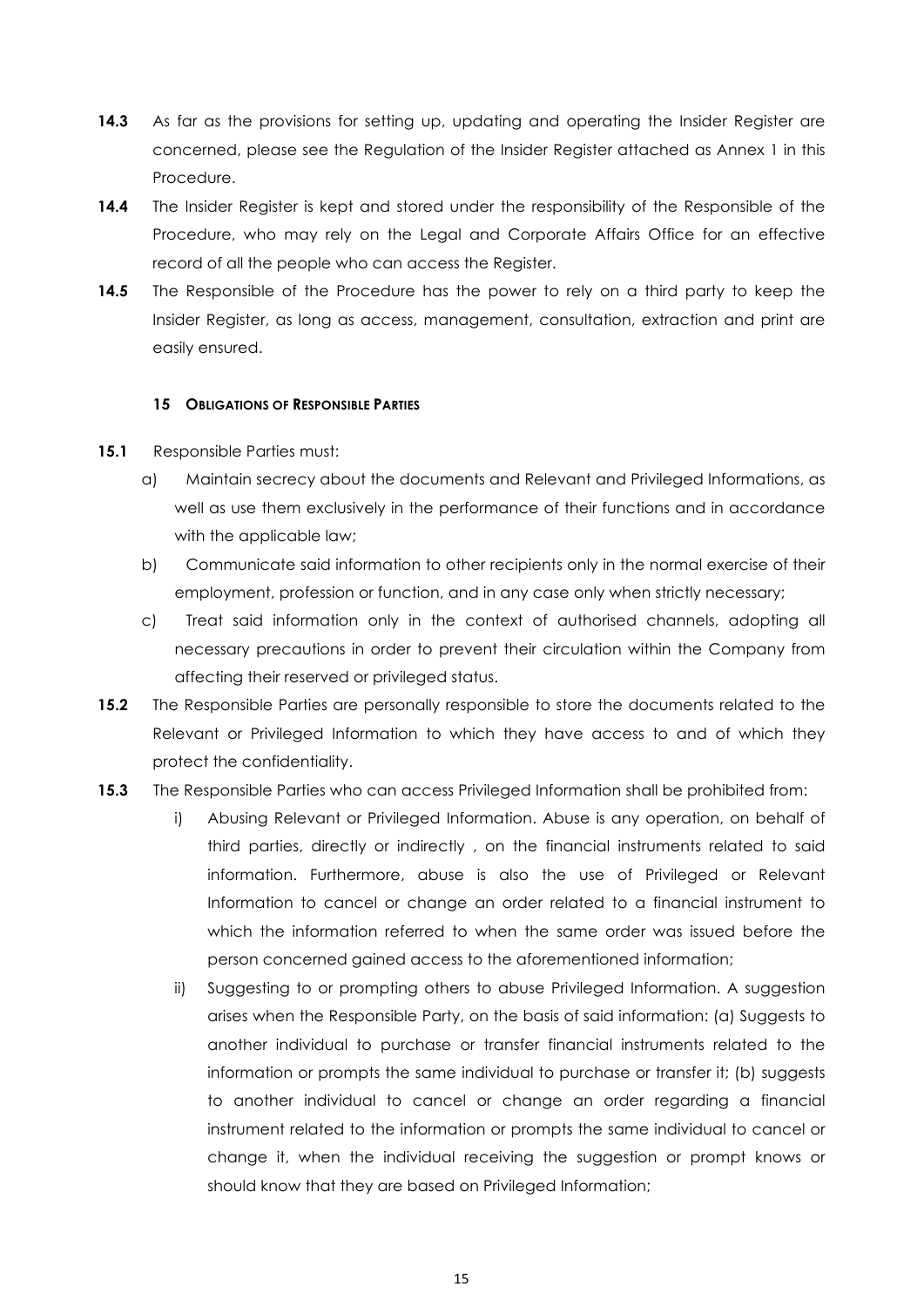**14.3** As far as the provisions for setting up, updating and operating the Insider Register are concerned, please see the Regulation of the Insider Register attached as Annex 1 in this Procedure.

**14.4** The Insider Register is kept and stored under the responsibility of the Responsible of the Procedure, who may rely on the Legal and Corporate Affairs Office for an effective record of all the people who can access the Register.

**14.5** The Responsible of the Procedure has the power to rely on a third party to keep the Insider Register, as long as access, management, consultation, extraction and print are easily ensured.

## 15 OBLIGATIONS OF RESPONSIBLE PARTIES

**15.1** Responsible Parties must:

a) Maintain secrecy about the documents and Relevant and Privileged Informations, as well as use them exclusively in the performance of their functions and in accordance with the applicable law;

b) Communicate said information to other recipients only in the normal exercise of their employment, profession or function, and in any case only when strictly necessary;

c) Treat said information only in the context of authorised channels, adopting all necessary precautions in order to prevent their circulation within the Company from affecting their reserved or privileged status.

**15.2** The Responsible Parties are personally responsible to store the documents related to the Relevant or Privileged Information to which they have access to and of which they protect the confidentiality.

**15.3** The Responsible Parties who can access Privileged Information shall be prohibited from:

i) Abusing Relevant or Privileged Information. Abuse is any operation, on behalf of third parties, directly or indirectly , on the financial instruments related to said information. Furthermore, abuse is also the use of Privileged or Relevant Information to cancel or change an order related to a financial instrument to which the information referred to when the same order was issued before the person concerned gained access to the aforementioned information;

ii) Suggesting to or prompting others to abuse Privileged Information. A suggestion arises when the Responsible Party, on the basis of said information: (a) Suggests to another individual to purchase or transfer financial instruments related to the information or prompts the same individual to purchase or transfer it; (b) suggests to another individual to cancel or change an order regarding a financial instrument related to the information or prompts the same individual to cancel or change it, when the individual receiving the suggestion or prompt knows or should know that they are based on Privileged Information;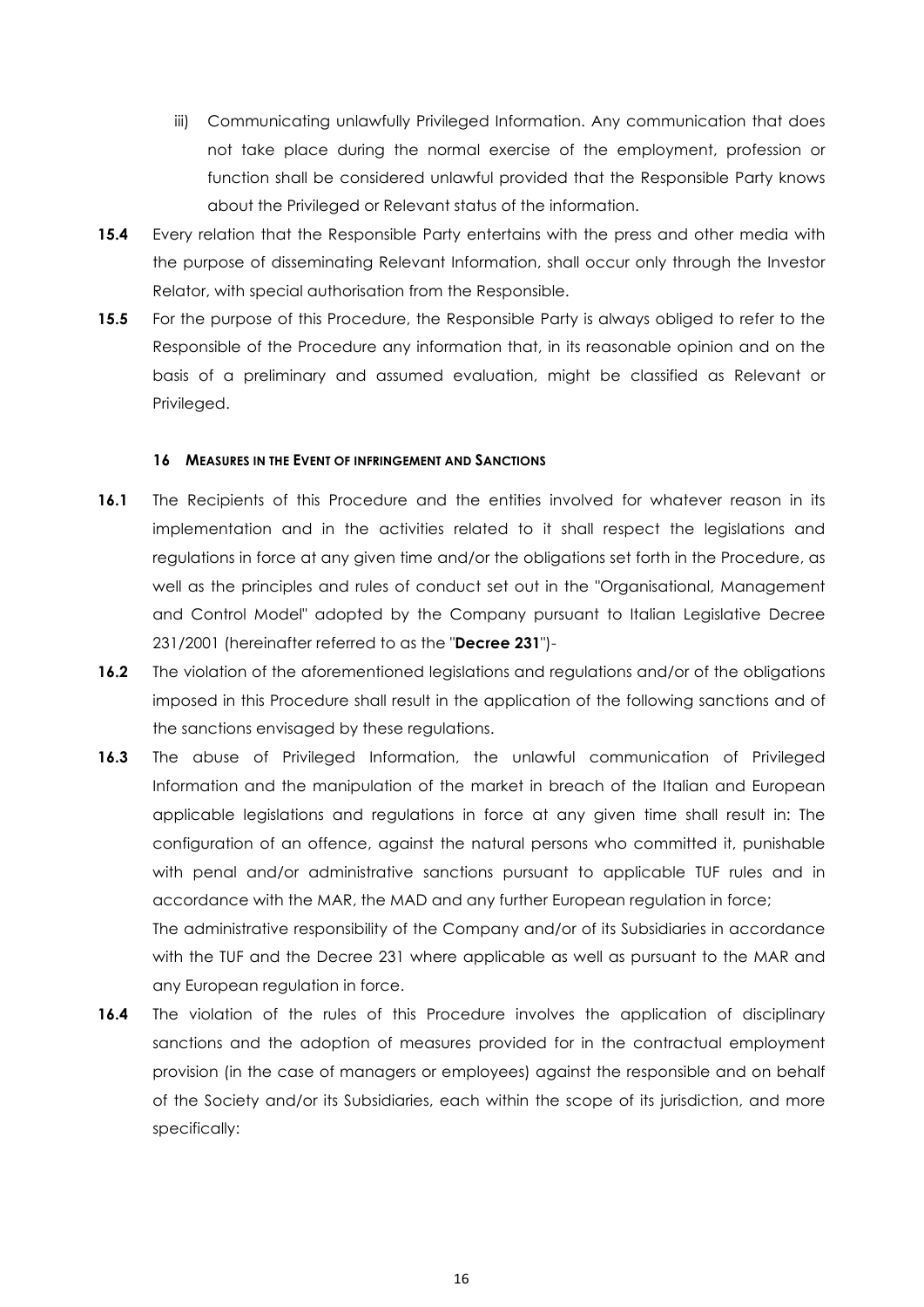iii) Communicating unlawfully Privileged Information. Any communication that does not take place during the normal exercise of the employment, profession or function shall be considered unlawful provided that the Responsible Party knows about the Privileged or Relevant status of the information.

**15.4** Every relation that the Responsible Party entertains with the press and other media with the purpose of disseminating Relevant Information, shall occur only through the Investor Relator, with special authorisation from the Responsible.

**15.5** For the purpose of this Procedure, the Responsible Party is always obliged to refer to the Responsible of the Procedure any information that, in its reasonable opinion and on the basis of a preliminary and assumed evaluation, might be classified as Relevant or Privileged.

## 16 MEASURES IN THE EVENT OF INFRINGEMENT AND SANCTIONS

**16.1** The Recipients of this Procedure and the entities involved for whatever reason in its implementation and in the activities related to it shall respect the legislations and regulations in force at any given time and/or the obligations set forth in the Procedure, as well as the principles and rules of conduct set out in the "Organisational, Management and Control Model" adopted by the Company pursuant to Italian Legislative Decree 231/2001 (hereinafter referred to as the "**Decree 231**")-

**16.2** The violation of the aforementioned legislations and regulations and/or of the obligations imposed in this Procedure shall result in the application of the following sanctions and of the sanctions envisaged by these regulations.

**16.3** The abuse of Privileged Information, the unlawful communication of Privileged Information and the manipulation of the market in breach of the Italian and European applicable legislations and regulations in force at any given time shall result in: The configuration of an offence, against the natural persons who committed it, punishable with penal and/or administrative sanctions pursuant to applicable TUF rules and in accordance with the MAR, the MAD and any further European regulation in force;
The administrative responsibility of the Company and/or of its Subsidiaries in accordance with the TUF and the Decree 231 where applicable as well as pursuant to the MAR and any European regulation in force.

**16.4** The violation of the rules of this Procedure involves the application of disciplinary sanctions and the adoption of measures provided for in the contractual employment provision (in the case of managers or employees) against the responsible and on behalf of the Society and/or its Subsidiaries, each within the scope of its jurisdiction, and more specifically: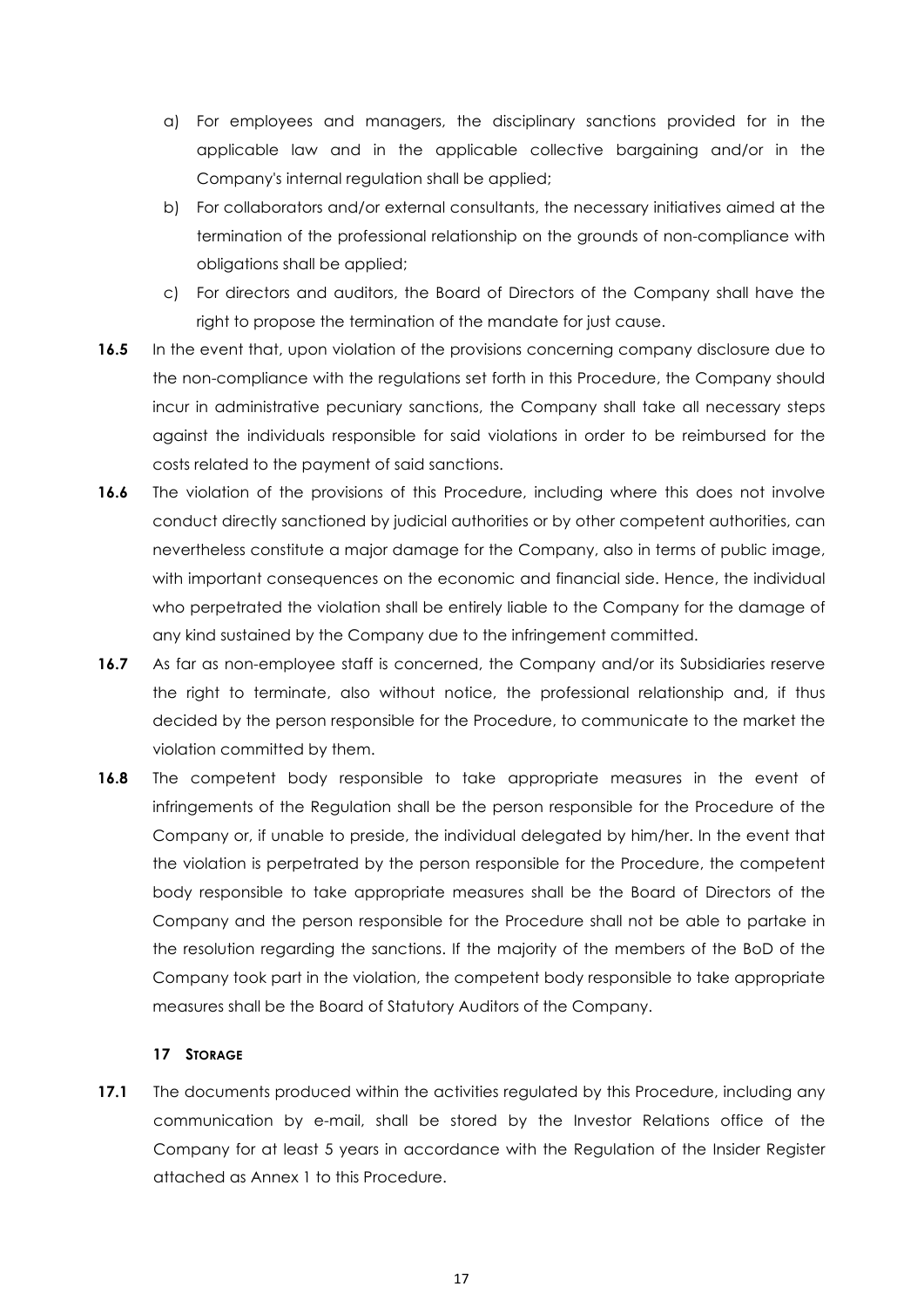a) For employees and managers, the disciplinary sanctions provided for in the applicable law and in the applicable collective bargaining and/or in the Company's internal regulation shall be applied;

b) For collaborators and/or external consultants, the necessary initiatives aimed at the termination of the professional relationship on the grounds of non-compliance with obligations shall be applied;

c) For directors and auditors, the Board of Directors of the Company shall have the right to propose the termination of the mandate for just cause.

**16.5** In the event that, upon violation of the provisions concerning company disclosure due to the non-compliance with the regulations set forth in this Procedure, the Company should incur in administrative pecuniary sanctions, the Company shall take all necessary steps against the individuals responsible for said violations in order to be reimbursed for the costs related to the payment of said sanctions.

**16.6** The violation of the provisions of this Procedure, including where this does not involve conduct directly sanctioned by judicial authorities or by other competent authorities, can nevertheless constitute a major damage for the Company, also in terms of public image, with important consequences on the economic and financial side. Hence, the individual who perpetrated the violation shall be entirely liable to the Company for the damage of any kind sustained by the Company due to the infringement committed.

**16.7** As far as non-employee staff is concerned, the Company and/or its Subsidiaries reserve the right to terminate, also without notice, the professional relationship and, if thus decided by the person responsible for the Procedure, to communicate to the market the violation committed by them.

**16.8** The competent body responsible to take appropriate measures in the event of infringements of the Regulation shall be the person responsible for the Procedure of the Company or, if unable to preside, the individual delegated by him/her. In the event that the violation is perpetrated by the person responsible for the Procedure, the competent body responsible to take appropriate measures shall be the Board of Directors of the Company and the person responsible for the Procedure shall not be able to partake in the resolution regarding the sanctions. If the majority of the members of the BoD of the Company took part in the violation, the competent body responsible to take appropriate measures shall be the Board of Statutory Auditors of the Company.

## 17 STORAGE

**17.1** The documents produced within the activities regulated by this Procedure, including any communication by e-mail, shall be stored by the Investor Relations office of the Company for at least 5 years in accordance with the Regulation of the Insider Register attached as Annex 1 to this Procedure.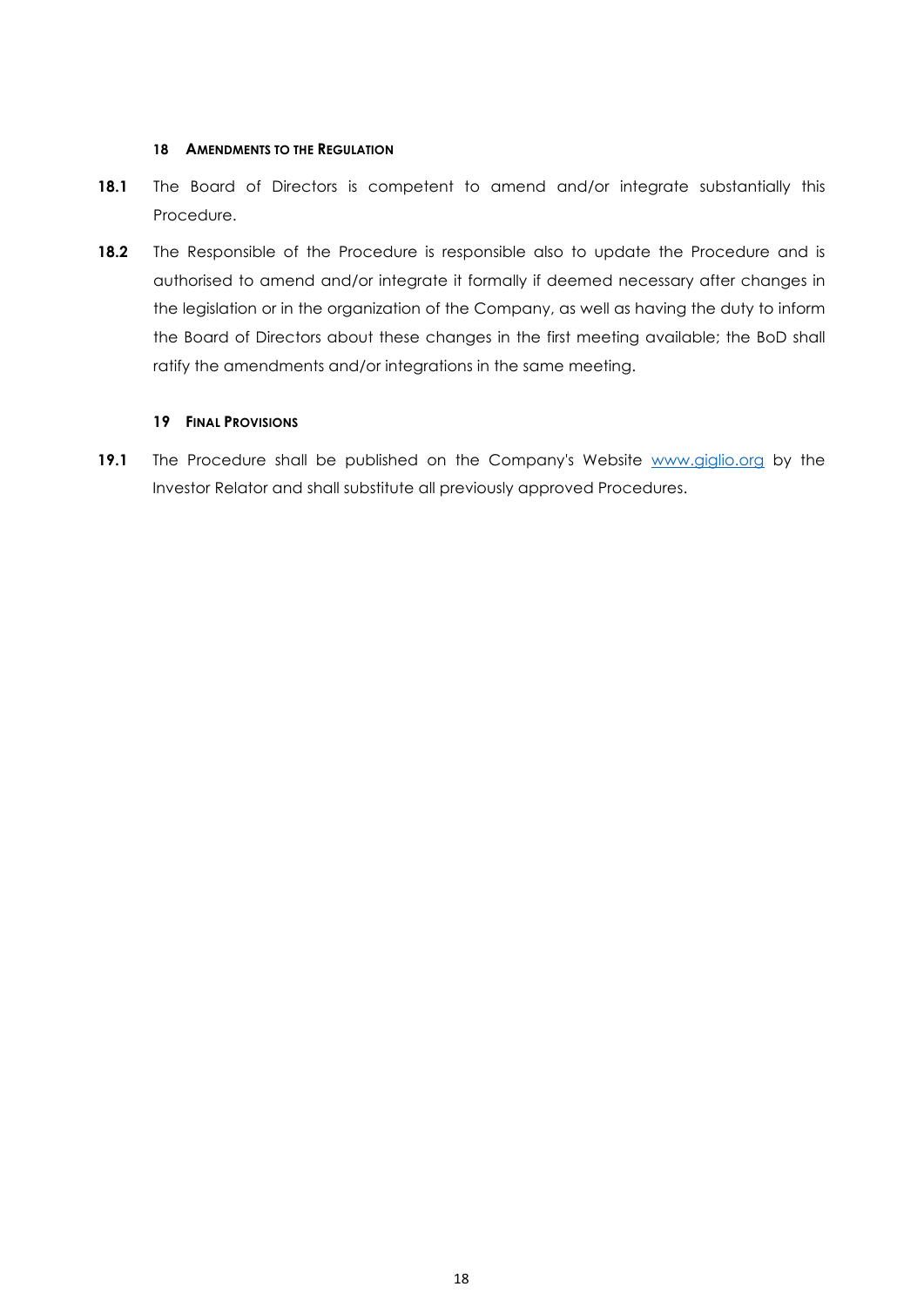## 18 AMENDMENTS TO THE REGULATION

**18.1** The Board of Directors is competent to amend and/or integrate substantially this Procedure.

**18.2** The Responsible of the Procedure is responsible also to update the Procedure and is authorised to amend and/or integrate it formally if deemed necessary after changes in the legislation or in the organization of the Company, as well as having the duty to inform the Board of Directors about these changes in the first meeting available; the BoD shall ratify the amendments and/or integrations in the same meeting.

## 19 FINAL PROVISIONS

**19.1** The Procedure shall be published on the Company's Website [www.giglio.org](http://www.giglio.org) by the Investor Relator and shall substitute all previously approved Procedures.